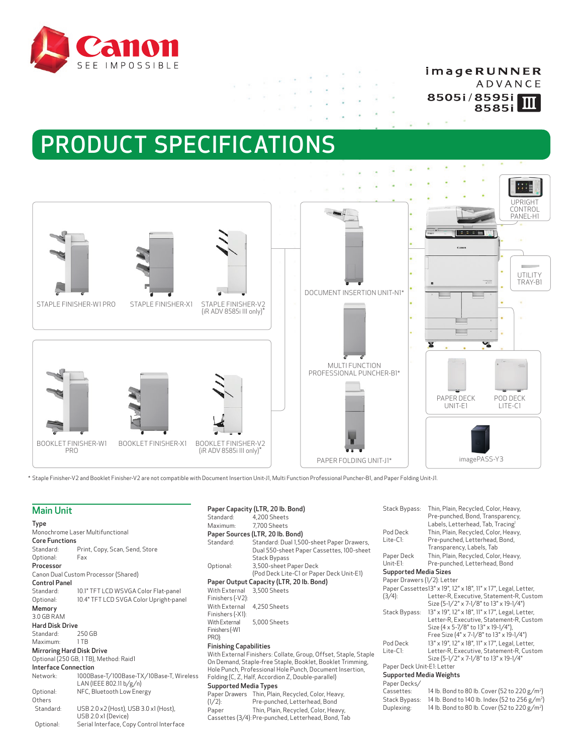Canon SEE IMPOSSIBLE

imageRUNNER ADVANCE 8505i/8595i/8585i III

# PRODUCT SPECIFICATIONS

STAPLE FINISHER-W1 PRO

STAPLE FINISHER-X1

STAPLE FINISHER-V2 (iR ADV 8585i III only)*

BOOKLET FINISHER-W1 PRO

BOOKLET FINISHER-X1

BOOKLET FINISHER-V2 (iR ADV 8585i III only)*

DOCUMENT INSERTION UNIT-N1*

MULTI FUNCTION PROFESSIONAL PUNCHER-B1*

PAPER FOLDING UNIT-J1*

UPRIGHT CONTROL PANEL-H1

UTILITY TRAY-B1

PAPER DECK UNIT-E1

POD DECK LITE-C1

imagePASS-Y3

\* Staple Finisher-V2 and Booklet Finisher-V2 are not compatible with Document Insertion Unit-J1, Multi Function Professional Puncher-B1, and Paper Folding Unit-J1.

## Main Unit

**Type**

Monochrome Laser Multifunctional

**Core Functions**

| | |
|---|---|
| Standard: | Print, Copy, Scan, Send, Store |
| Optional: | Fax |

**Processor**

Canon Dual Custom Processor (Shared)

**Control Panel**

| | |
|---|---|
| Standard: | 10.1" TFT LCD WSVGA Color Flat-panel |
| Optional: | 10.4" TFT LCD SVGA Color Upright-panel |

**Memory**

3.0 GB RAM

**Hard Disk Drive**

| | |
|---|---|
| Standard: | 250 GB |
| Maximum: | 1 TB |

**Mirroring Hard Disk Drive**

Optional (250 GB, 1 TB), Method: Raid1

**Interface Connection**

| | |
|---|---|
| Network: | 1000Base-T/100Base-TX/10Base-T, Wireless LAN (IEEE 802.11 b/g/n) |
| Optional: | NFC, Bluetooth Low Energy |

Others

| | |
|---|---|
| Standard: | USB 2.0 x2 (Host), USB 3.0 x1 (Host), USB 2.0 x1 (Device) |
| Optional: | Serial Interface, Copy Control Interface |

**Paper Capacity (LTR, 20 lb. Bond)**

| | |
|---|---|
| Standard: | 4,200 Sheets |
| Maximum: | 7,700 Sheets |

**Paper Sources (LTR, 20 lb. Bond)**

| | |
|---|---|
| Standard: | Standard: Dual 1,500-sheet Paper Drawers, Dual 550-sheet Paper Cassettes, 100-sheet Stack Bypass |
| Optional: | 3,500-sheet Paper Deck (Pod Deck Lite-C1 or Paper Deck Unit-E1) |

**Paper Output Capacity (LTR, 20 lb. Bond)**

| | |
|---|---|
| With External Finishers (-V2): | 3,500 Sheets |
| With External Finishers (-X1): | 4,250 Sheets |
| With External Finishers (-W1 PRO): | 5,000 Sheets |

**Finishing Capabilities**

With External Finishers: Collate, Group, Offset, Staple, Staple On Demand, Staple-free Staple, Booklet, Booklet Trimming, Hole Punch, Professional Hole Punch, Document Insertion, Folding (C, Z, Half, Accordion Z, Double-parallel)

**Supported Media Types**

| | |
|---|---|
| Paper Drawers (1/2): | Thin, Plain, Recycled, Color, Heavy, Pre-punched, Letterhead, Bond |
| Paper Cassettes (3/4): | Thin, Plain, Recycled, Color, Heavy, Pre-punched, Letterhead, Bond, Tab |
| Stack Bypass: | Thin, Plain, Recycled, Color, Heavy, Pre-punched, Bond, Transparency, Labels, Letterhead, Tab, Tracing[1] |
| Pod Deck Lite-C1: | Thin, Plain, Recycled, Color, Heavy, Pre-punched, Letterhead, Bond, Transparency, Labels, Tab |
| Paper Deck Unit-E1: | Thin, Plain, Recycled, Color, Heavy, Pre-punched, Letterhead, Bond |

**Supported Media Sizes**

Paper Drawers (1/2): Letter

| | |
|---|---|
| Paper Cassettes (3/4): | 13" x 19", 12" x 18", 11" x 17", Legal, Letter, Letter-R, Executive, Statement-R, Custom Size (5-1/2" x 7-1/8" to 13" x 19-1/4") |
| Stack Bypass: | 13" x 19", 12" x 18", 11" x 17", Legal, Letter, Letter-R, Executive, Statement-R, Custom Size (4 x 5-7/8" to 13" x 19-1/4"), Free Size (4" x 7-1/8" to 13" x 19-1/4") |
| Pod Deck Lite-C1: | 13" x 19", 12" x 18", 11" x 17", Legal, Letter, Letter-R, Executive, Statement-R, Custom Size (5-1/2" x 7-1/8" to 13" x 19-1/4" |

Paper Deck Unit-E1: Letter

**Supported Media Weights**

| | |
|---|---|
| Paper Decks/Cassettes: | 14 lb. Bond to 80 lb. Cover (52 to 220 g/m²) |
| Stack Bypass: | 14 lb. Bond to 140 lb. Index (52 to 256 g/m²) |
| Duplexing: | 14 lb. Bond to 80 lb. Cover (52 to 220 g/m²) |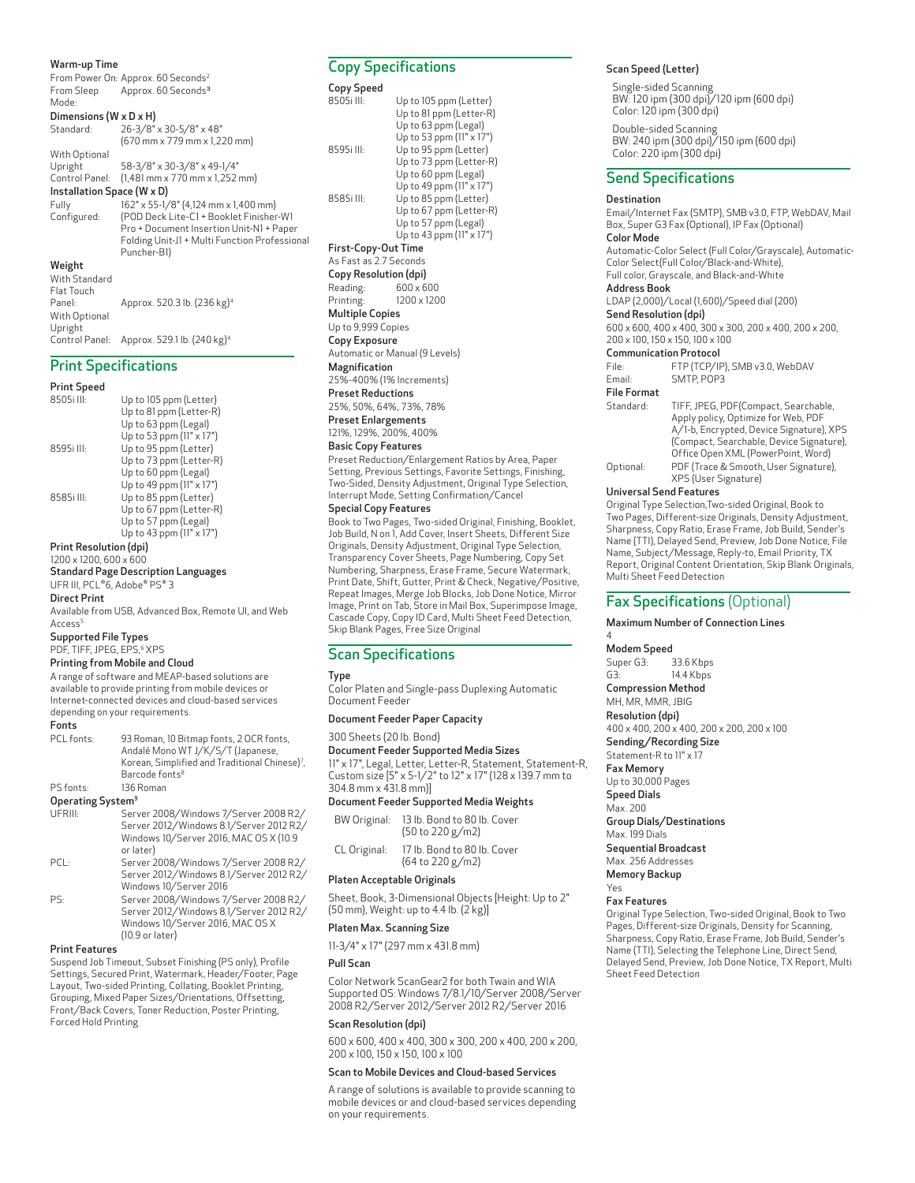### Warm-up Time

From Power On: Approx. 60 Seconds[2]
From Sleep Mode: Approx. 60 Seconds[3]

### Dimensions (W x D x H)

Standard: 26-3/8" x 30-5/8" x 48" (670 mm x 779 mm x 1,220 mm)
With Optional Upright Control Panel: 58-3/8" x 30-3/8" x 49-1/4" (1,481 mm x 770 mm x 1,252 mm)

### Installation Space (W x D)

Fully Configured: 162" x 55-1/8" (4,124 mm x 1,400 mm) (POD Deck Lite-C1 + Booklet Finisher-W1 Pro + Document Insertion Unit-N1 + Paper Folding Unit-J1 + Multi Function Professional Puncher-B1)

### Weight

With Standard Flat Touch Panel: Approx. 520.3 lb. (236 kg)[4]
With Optional Upright Control Panel: Approx. 529.1 lb. (240 kg)[4]

## Print Specifications

### Print Speed

8505i III: Up to 105 ppm (Letter)
Up to 81 ppm (Letter-R)
Up to 63 ppm (Legal)
Up to 53 ppm (11" x 17")

8595i III: Up to 95 ppm (Letter)
Up to 73 ppm (Letter-R)
Up to 60 ppm (Legal)
Up to 49 ppm (11" x 17")

8585i III: Up to 85 ppm (Letter)
Up to 67 ppm (Letter-R)
Up to 57 ppm (Legal)
Up to 43 ppm (11" x 17")

### Print Resolution (dpi)

1200 x 1200, 600 x 600

### Standard Page Description Languages

UFR III, PCL®6, Adobe® PS® 3

### Direct Print

Available from USB, Advanced Box, Remote UI, and Web Access[5]

### Supported File Types

PDF, TIFF, JPEG, EPS,[6] XPS

### Printing from Mobile and Cloud

A range of software and MEAP-based solutions are available to provide printing from mobile devices or Internet-connected devices and cloud-based services depending on your requirements.

### Fonts

PCL fonts: 93 Roman, 10 Bitmap fonts, 2 OCR fonts, Andalé Mono WT J/K/S/T (Japanese, Korean, Simplified and Traditional Chinese)[7], Barcode fonts[8]
PS fonts: 136 Roman

### Operating System[9]

UFRIII: Server 2008/Windows 7/Server 2008 R2/ Server 2012/Windows 8.1/Server 2012 R2/ Windows 10/Server 2016, MAC OS X (10.9 or later)
PCL: Server 2008/Windows 7/Server 2008 R2/ Server 2012/Windows 8.1/Server 2012 R2/ Windows 10/Server 2016
PS: Server 2008/Windows 7/Server 2008 R2/ Server 2012/Windows 8.1/Server 2012 R2/ Windows 10/Server 2016, MAC OS X (10.9 or later)

### Print Features

Suspend Job Timeout, Subset Finishing (PS only), Profile Settings, Secured Print, Watermark, Header/Footer, Page Layout, Two-sided Printing, Collating, Booklet Printing, Grouping, Mixed Paper Sizes/Orientations, Offsetting, Front/Back Covers, Toner Reduction, Poster Printing, Forced Hold Printing

## Copy Specifications

### Copy Speed

8505i III: Up to 105 ppm (Letter)
Up to 81 ppm (Letter-R)
Up to 63 ppm (Legal)
Up to 53 ppm (11" x 17")

8595i III: Up to 95 ppm (Letter)
Up to 73 ppm (Letter-R)
Up to 60 ppm (Legal)
Up to 49 ppm (11" x 17")

8585i III: Up to 85 ppm (Letter)
Up to 67 ppm (Letter-R)
Up to 57 ppm (Legal)
Up to 43 ppm (11" x 17")

### First-Copy-Out Time

As Fast as 2.7 Seconds

### Copy Resolution (dpi)

Reading: 600 x 600
Printing: 1200 x 1200

### Multiple Copies

Up to 9,999 Copies

### Copy Exposure

Automatic or Manual (9 Levels)

### Magnification

25%-400% (1% Increments)

### Preset Reductions

25%, 50%, 64%, 73%, 78%

### Preset Enlargements

121%, 129%, 200%, 400%

### Basic Copy Features

Preset Reduction/Enlargement Ratios by Area, Paper Setting, Previous Settings, Favorite Settings, Finishing, Two-Sided, Density Adjustment, Original Type Selection, Interrupt Mode, Setting Confirmation/Cancel

### Special Copy Features

Book to Two Pages, Two-sided Original, Finishing, Booklet, Job Build, N on 1, Add Cover, Insert Sheets, Different Size Originals, Density Adjustment, Original Type Selection, Transparency Cover Sheets, Page Numbering, Copy Set Numbering, Sharpness, Erase Frame, Secure Watermark, Print Date, Shift, Gutter, Print & Check, Negative/Positive, Repeat Images, Merge Job Blocks, Job Done Notice, Mirror Image, Print on Tab, Store in Mail Box, Superimpose Image, Cascade Copy, Copy ID Card, Multi Sheet Feed Detection, Skip Blank Pages, Free Size Original

## Scan Specifications

### Type

Color Platen and Single-pass Duplexing Automatic Document Feeder

### Document Feeder Paper Capacity

300 Sheets (20 lb. Bond)

### Document Feeder Supported Media Sizes

11" x 17", Legal, Letter, Letter-R, Statement, Statement-R, Custom size [5" x 5-1/2" to 12" x 17" (128 x 139.7 mm to 304.8 mm x 431.8 mm)]

### Document Feeder Supported Media Weights

BW Original: 13 lb. Bond to 80 lb. Cover (50 to 220 g/m2)
CL Original: 17 lb. Bond to 80 lb. Cover (64 to 220 g/m2)

### Platen Acceptable Originals

Sheet, Book, 3-Dimensional Objects [Height: Up to 2" (50 mm), Weight: up to 4.4 lb. (2 kg)]

### Platen Max. Scanning Size

11-3/4" x 17" (297 mm x 431.8 mm)

### Pull Scan

Color Network ScanGear2 for both Twain and WIA Supported OS: Windows 7/8.1/10/Server 2008/Server 2008 R2/Server 2012/Server 2012 R2/Server 2016

### Scan Resolution (dpi)

600 x 600, 400 x 400, 300 x 300, 200 x 400, 200 x 200, 200 x 100, 150 x 150, 100 x 100

### Scan to Mobile Devices and Cloud-based Services

A range of solutions is available to provide scanning to mobile devices or and cloud-based services depending on your requirements.

### Scan Speed (Letter)

Single-sided Scanning
BW: 120 ipm (300 dpi)/120 ipm (600 dpi)
Color: 120 ipm (300 dpi)

Double-sided Scanning
BW: 240 ipm (300 dpi)/150 ipm (600 dpi)
Color: 220 ipm (300 dpi)

## Send Specifications

### Destination

Email/Internet Fax (SMTP), SMB v3.0, FTP, WebDAV, Mail Box, Super G3 Fax (Optional), IP Fax (Optional)

### Color Mode

Automatic-Color Select (Full Color/Grayscale), Automatic-Color Select(Full Color/Black-and-White), Full color, Grayscale, and Black-and-White

### Address Book

LDAP (2,000)/Local (1,600)/Speed dial (200)

### Send Resolution (dpi)

600 x 600, 400 x 400, 300 x 300, 200 x 400, 200 x 200, 200 x 100, 150 x 150, 100 x 100

### Communication Protocol

File: FTP (TCP/IP), SMB v3.0, WebDAV
Email: SMTP, POP3

### File Format

Standard: TIFF, JPEG, PDF(Compact, Searchable, Apply policy, Optimize for Web, PDF A/1-b, Encrypted, Device Signature), XPS (Compact, Searchable, Device Signature), Office Open XML (PowerPoint, Word)
Optional: PDF (Trace & Smooth, User Signature), XPS (User Signature)

### Universal Send Features

Original Type Selection,Two-sided Original, Book to Two Pages, Different-size Originals, Density Adjustment, Sharpness, Copy Ratio, Erase Frame, Job Build, Sender's Name (TTI), Delayed Send, Preview, Job Done Notice, File Name, Subject/Message, Reply-to, Email Priority, TX Report, Original Content Orientation, Skip Blank Originals, Multi Sheet Feed Detection

## Fax Specifications (Optional)

### Maximum Number of Connection Lines

4

### Modem Speed

Super G3: 33.6 Kbps
G3: 14.4 Kbps

### Compression Method

MH, MR, MMR, JBIG

### Resolution (dpi)

400 x 400, 200 x 400, 200 x 200, 200 x 100

### Sending/Recording Size

Statement-R to 11" x 17

### Fax Memory

Up to 30,000 Pages

### Speed Dials

Max. 200

### Group Dials/Destinations

Max. 199 Dials

### Sequential Broadcast

Max. 256 Addresses

### Memory Backup

Yes

### Fax Features

Original Type Selection, Two-sided Original, Book to Two Pages, Different-size Originals, Density for Scanning, Sharpness, Copy Ratio, Erase Frame, Job Build, Sender's Name (TTI), Selecting the Telephone Line, Direct Send, Delayed Send, Preview, Job Done Notice, TX Report, Multi Sheet Feed Detection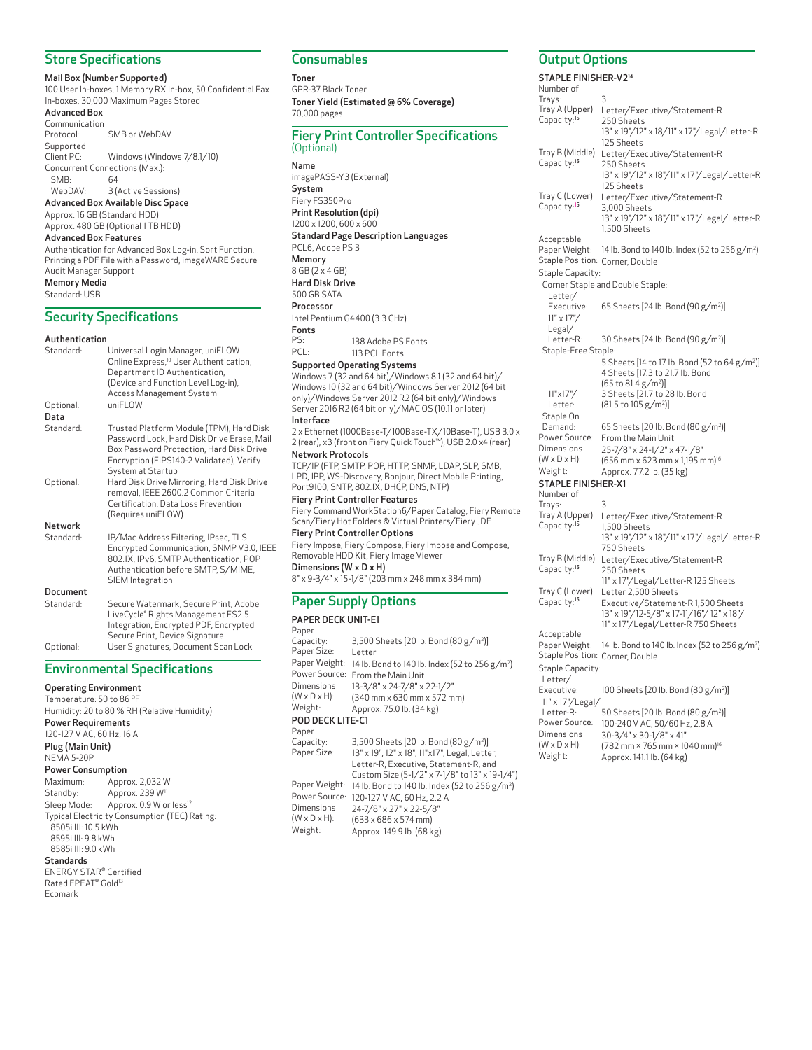## Store Specifications

**Mail Box (Number Supported)**
100 User In-boxes, 1 Memory RX In-box, 50 Confidential Fax In-boxes, 30,000 Maximum Pages Stored

**Advanced Box**

Communication Protocol: SMB or WebDAV

Supported Client PC: Windows (Windows 7/8.1/10)

Concurrent Connections (Max.):
- SMB: 64
- WebDAV: 3 (Active Sessions)

**Advanced Box Available Disc Space**
Approx. 16 GB (Standard HDD)
Approx. 480 GB (Optional 1 TB HDD)

**Advanced Box Features**
Authentication for Advanced Box Log-in, Sort Function, Printing a PDF File with a Password, imageWARE Secure Audit Manager Support

**Memory Media**
Standard: USB

## Security Specifications

**Authentication**

Standard: Universal Login Manager, uniFLOW Online Express,[10] User Authentication, Department ID Authentication, (Device and Function Level Log-in), Access Management System

Optional: uniFLOW

**Data**

Standard: Trusted Platform Module (TPM), Hard Disk Password Lock, Hard Disk Drive Erase, Mail Box Password Protection, Hard Disk Drive Encryption (FIPS140-2 Validated), Verify System at Startup

Optional: Hard Disk Drive Mirroring, Hard Disk Drive removal, IEEE 2600.2 Common Criteria Certification, Data Loss Prevention (Requires uniFLOW)

**Network**

Standard: IP/Mac Address Filtering, IPsec, TLS Encrypted Communication, SNMP V3.0, IEEE 802.1X, IPv6, SMTP Authentication, POP Authentication before SMTP, S/MIME, SIEM Integration

**Document**

Standard: Secure Watermark, Secure Print, Adobe LiveCycle® Rights Management ES2.5 Integration, Encrypted PDF, Encrypted Secure Print, Device Signature

Optional: User Signatures, Document Scan Lock

## Environmental Specifications

**Operating Environment**
Temperature: 50 to 86 °F
Humidity: 20 to 80 % RH (Relative Humidity)

**Power Requirements**
120-127 V AC, 60 Hz, 16 A

**Plug (Main Unit)**
NEMA 5-20P

**Power Consumption**
- Maximum: Approx. 2,032 W
- Standby: Approx. 239 W[11]
- Sleep Mode: Approx. 0.9 W or less[12]

Typical Electricity Consumption (TEC) Rating:
- 8505i III: 10.5 kWh
- 8595i III: 9.8 kWh
- 8585i III: 9.0 kWh

**Standards**
ENERGY STAR® Certified
Rated EPEAT® Gold[13]
Ecomark

## Consumables

**Toner**
GPR-37 Black Toner

**Toner Yield (Estimated @ 6% Coverage)**
70,000 pages

## Fiery Print Controller Specifications (Optional)

**Name**
imagePASS-Y3 (External)

**System**
Fiery FS350Pro

**Print Resolution (dpi)**
1200 x 1200, 600 x 600

**Standard Page Description Languages**
PCL6, Adobe PS 3

**Memory**
8 GB (2 x 4 GB)

**Hard Disk Drive**
500 GB SATA

**Processor**
Intel Pentium G4400 (3.3 GHz)

**Fonts**
- PS: 138 Adobe PS Fonts
- PCL: 113 PCL Fonts

**Supported Operating Systems**
Windows 7 (32 and 64 bit)/Windows 8.1 (32 and 64 bit)/ Windows 10 (32 and 64 bit)/Windows Server 2012 (64 bit only)/Windows Server 2012 R2 (64 bit only)/Windows Server 2016 R2 (64 bit only)/MAC OS (10.11 or later)

**Interface**
2 x Ethernet (1000Base-T/100Base-TX/10Base-T), USB 3.0 x 2 (rear), x3 (front on Fiery Quick Touch™), USB 2.0 x4 (rear)

**Network Protocols**
TCP/IP (FTP, SMTP, POP, HTTP, SNMP, LDAP, SLP, SMB, LPD, IPP, WS-Discovery, Bonjour, Direct Mobile Printing, Port9100, SNTP, 802.1X, DHCP, DNS, NTP)

**Fiery Print Controller Features**
Fiery Command WorkStation6/Paper Catalog, Fiery Remote Scan/Fiery Hot Folders & Virtual Printers/Fiery JDF

**Fiery Print Controller Options**
Fiery Impose, Fiery Compose, Fiery Impose and Compose, Removable HDD Kit, Fiery Image Viewer

**Dimensions (W x D x H)**
8" x 9-3/4" x 15-1/8" (203 mm x 248 mm x 384 mm)

## Paper Supply Options

**PAPER DECK UNIT-E1**

- Paper Capacity: 3,500 Sheets [20 lb. Bond (80 g/m²)]
- Paper Size: Letter
- Paper Weight: 14 lb. Bond to 140 lb. Index (52 to 256 g/m²)
- Power Source: From the Main Unit
- Dimensions (W x D x H): 13-3/8" x 24-7/8" x 22-1/2" (340 mm x 630 mm x 572 mm)
- Weight: Approx. 75.0 lb. (34 kg)

**POD DECK LITE-C1**

- Paper Capacity: 3,500 Sheets [20 lb. Bond (80 g/m²)]
- Paper Size: 13" x 19", 12" x 18", 11"x17", Legal, Letter, Letter-R, Executive, Statement-R, and Custom Size (5-1/2" x 7-1/8" to 13" x 19-1/4")
- Paper Weight: 14 lb. Bond to 140 lb. Index (52 to 256 g/m²)
- Power Source: 120-127 V AC, 60 Hz, 2.2 A
- Dimensions (W x D x H): 24-7/8" x 27" x 22-5/8" (633 x 686 x 574 mm)
- Weight: Approx. 149.9 lb. (68 kg)

## Output Options

**STAPLE FINISHER-V2[14]**

- Number of Trays: 3
- Tray A (Upper) Capacity:[15] Letter/Executive/Statement-R 250 Sheets; 13" x 19"/12" x 18"/11" x 17"/Legal/Letter-R 125 Sheets
- Tray B (Middle) Capacity:[15] Letter/Executive/Statement-R 250 Sheets; 13" x 19"/12" x 18"/11" x 17"/Legal/Letter-R 125 Sheets
- Tray C (Lower) Capacity:[15] Letter/Executive/Statement-R 3,000 Sheets; 13" x 19"/12" x 18"/11" x 17"/Legal/Letter-R 1,500 Sheets
- Acceptable Paper Weight: 14 lb. Bond to 140 lb. Index (52 to 256 g/m²)
- Staple Position: Corner, Double
- Staple Capacity:
  - Corner Staple and Double Staple:
    - Letter/Executive: 65 Sheets [24 lb. Bond (90 g/m²)]
    - 11" x 17"/Legal/Letter-R: 30 Sheets [24 lb. Bond (90 g/m²)]
  - Staple-Free Staple:
    - 5 Sheets [14 to 17 lb. Bond (52 to 64 g/m²)]
    - 4 Sheets [17.3 to 21.7 lb. Bond (65 to 81.4 g/m²)]
    - 11"x17"/Letter: 3 Sheets [21.7 to 28 lb. Bond (81.5 to 105 g/m²)]
  - Staple On Demand: 65 Sheets [20 lb. Bond (80 g/m²)]
- Power Source: From the Main Unit
- Dimensions (W x D x H): 25-7/8" x 24-1/2" x 47-1/8" (656 mm x 623 mm x 1,195 mm)[16]
- Weight: Approx. 77.2 lb. (35 kg)

**STAPLE FINISHER-X1**

- Number of Trays: 3
- Tray A (Upper) Capacity:[15] Letter/Executive/Statement-R 1,500 Sheets; 13" x 19"/12" x 18"/11" x 17"/Legal/Letter-R 750 Sheets
- Tray B (Middle) Capacity:[15] Letter/Executive/Statement-R 250 Sheets; 11" x 17"/Legal/Letter-R 125 Sheets
- Tray C (Lower) Capacity:[15] Letter 2,500 Sheets; Executive/Statement-R 1,500 Sheets; 13" x 19"/12-5/8" x 17-11/16"/ 12" x 18"/ 11" x 17"/Legal/Letter-R 750 Sheets
- Acceptable Paper Weight: 14 lb. Bond to 140 lb. Index (52 to 256 g/m²)
- Staple Position: Corner, Double
- Staple Capacity:
  - Letter/Executive: 100 Sheets [20 lb. Bond (80 g/m²)]
  - 11" x 17"/Legal/Letter-R: 50 Sheets [20 lb. Bond (80 g/m²)]
- Power Source: 100-240 V AC, 50/60 Hz, 2.8 A
- Dimensions (W x D x H): 30-3/4" x 30-1/8" x 41" (782 mm × 765 mm × 1040 mm)[16]
- Weight: Approx. 141.1 lb. (64 kg)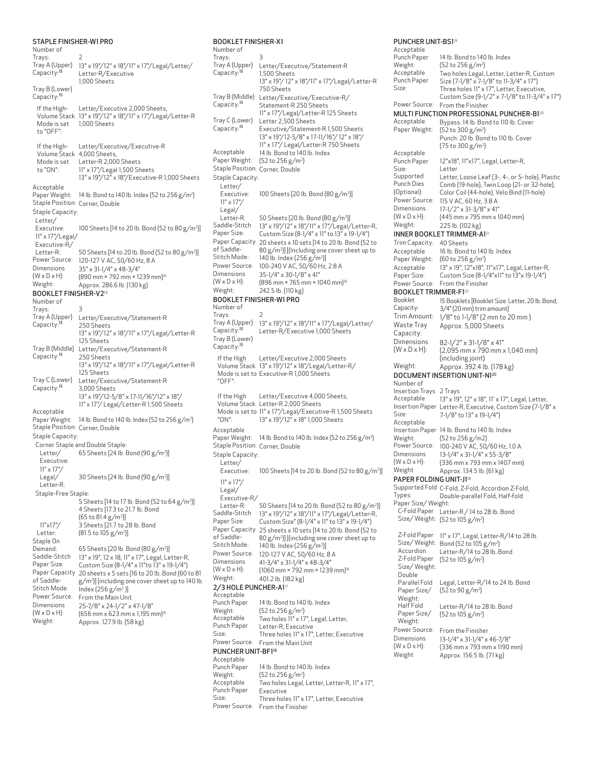## STAPLE FINISHER-W1 PRO

| | |
|---|---|
| Number of Trays: | 2 |
| Tray A (Upper) Capacity:[15] | 13" x 19"/12" x 18"/11" x 17"/Legal/Letter/ Letter-R/Executive 1,000 Sheets |
| Tray B (Lower) Capacity:[15] | |
| If the High-Volume Stack Mode is set to "OFF": | Letter/Executive 2,000 Sheets, 13" x 19"/12" x 18"/11" x 17"/Legal/Letter-R 1,000 Sheets |
| If the High-Volume Stack Mode is set to "ON": | Letter/Executive/Executive-R 4,000 Sheets, Letter-R 2,000 Sheets 11" x 17"/Legal 1,500 Sheets 13" x 19"/12" x 18"/Executive-R 1,000 Sheets |
| Acceptable Paper Weight: | 14 lb. Bond to 140 lb. Index (52 to 256 g/m²) |
| Staple Position: | Corner, Double |
| Staple Capacity: | |
| Letter/ Executive: | 100 Sheets [14 to 20 lb. Bond (52 to 80 g/m²)] |
| 11" x 17"/Legal/ Executive-R/ Letter-R: | 50 Sheets [14 to 20 lb. Bond (52 to 80 g/m²)] |
| Power Source: | 120-127 V AC, 50/60 Hz, 8 A |
| Dimensions (W x D x H): | 35" x 31-1/4" x 48-3/4" (890 mm × 792 mm × 1239 mm)[16] |
| Weight: | Approx. 286.6 lb. (130 kg) |

## BOOKLET FINISHER-V2[14]

| | |
|---|---|
| Number of Trays: | 3 |
| Tray A (Upper) Capacity:[15] | Letter/Executive/Statement-R 250 Sheets 13" x 19"/12" x 18"/11" x 17"/Legal/Letter-R 125 Sheets |
| Tray B (Middle) Capacity:[15] | Letter/Executive/Statement-R 250 Sheets 13" x 19"/12" x 18"/11" x 17"/Legal/Letter-R 125 Sheets |
| Tray C (Lower) Capacity:[15] | Letter/Executive/Statement-R 3,000 Sheets 13" x 19"/12-5/8" x 17-11/16"/12" x 18"/ 11" x 17"/ Legal/Letter-R 1,500 Sheets |
| Acceptable Paper Weight: | 14 lb. Bond to 140 lb. Index (52 to 256 g/m²) |
| Staple Position: | Corner, Double |
| Staple Capacity: | |
| Corner Staple and Double Staple: | |
| Letter/ Executive: | 65 Sheets [24 lb. Bond (90 g/m²)] |
| 11" x 17"/ Legal/ Letter-R: | 30 Sheets [24 lb. Bond (90 g/m²)] |
| Staple-Free Staple: | 5 Sheets [14 to 17 lb. Bond (52 to 64 g/m²)] 4 Sheets [17.3 to 21.7 lb. Bond (65 to 81.4 g/m²)] |
| 11"x17"/ Letter: | 3 Sheets [21.7 to 28 lb. Bond (81.5 to 105 g/m²)] |
| Staple On Demand: | 65 Sheets [20 lb. Bond (80 g/m²)] |
| Saddle-Stitch Paper Size: | 13" x 19", 12 x 18, 11" x 17", Legal, Letter-R, Custom Size (8-1/4" x 11" to 13" x 19-1/4") |
| Paper Capacity of Saddle-Stitch Mode: | 20 sheets x 5 sets [16 to 20 lb. Bond (60 to 81 g/m²)] [including one cover sheet up to 140 lb. Index (256 g/m²)] |
| Power Source: | From the Main Unit |
| Dimensions (W x D x H): | 25-7/8" x 24-1/2" x 47-1/8" (656 mm x 623 mm x 1,195 mm)[16] |
| Weight: | Approx. 127.9 lb. (58 kg) |

## BOOKLET FINISHER-X1

| | |
|---|---|
| Number of Trays: | 3 |
| Tray A (Upper) Capacity:[15] | Letter/Executive/Statement-R 1,500 Sheets 13" x 19"/ 12" x 18"/11" x 17"/Legal/Letter-R 750 Sheets |
| Tray B (Middle) Capacity:[15] | Letter/Executive/Executive-R/ Statement-R 250 Sheets 11" x 17"/Legal/Letter-R 125 Sheets |
| Tray C (Lower) Capacity:[15] | Letter 2,500 Sheets Executive/Statement-R 1,500 Sheets 13" x 19"/12-5/8" x 17-11/16"/ 12" x 18"/ 11" x 17"/ Legal/Letter-R 750 Sheets |
| Acceptable Paper Weight: | 14 lb. Bond to 140 lb. Index (52 to 256 g/m²) |
| Staple Position: | Corner, Double |
| Staple Capacity: | |
| Letter/ Executive: | 100 Sheets [20 lb. Bond (80 g/m²)] |
| 11" x 17"/ Legal/ Letter-R: | 50 Sheets [20 lb. Bond (80 g/m²)] |
| Saddle-Stitch Paper Size: | 13" x 19"/12" x 18"/11" x 17"/Legal/Letter-R, Custom Size (8-1/4" x 11" to 13" x 19-1/4") |
| Paper Capacity of Saddle-Stitch Mode: | 20 sheets x 10 sets [14 to 20 lb. Bond (52 to 80 g/m²)] [(Including one cover sheet up to 140 lb. Index (256 g/m²)] |
| Power Source: | 100-240 V AC, 50/60 Hz, 2.8 A |
| Dimensions (W x D x H): | 35-1/4" x 30-1/8" x 41" (896 mm × 765 mm × 1040 mm)[16] |
| Weight: | 242.5 lb. (110 kg) |

## BOOKLET FINISHER-W1 PRO

| | |
|---|---|
| Number of Trays: | 2 |
| Tray A (Upper) Capacity:[15] | 13" x 19"/12" x 18"/11" x 17"/Legal/Letter/ Letter-R/Executive 1,000 Sheets |
| Tray B (Lower) Capacity:[15] | |
| If the High Volume Stack Mode is set to "OFF": | Letter/Executive 2,000 Sheets 13" x 19"/12" x 18"/Legal/Letter-R/ Executive-R 1,000 Sheets |
| If the High Volume Stack Mode is set to "ON": | Letter/Executive 4,000 Sheets, Letter-R 2,000 Sheets 11" x 17"/Legal/Executive-R 1,500 Sheets 13" x 19"/12" x 18" 1,000 Sheets |
| Acceptable Paper Weight: | 14 lb. Bond to 140 lb. Index (52 to 256 g/m²) |
| Staple Position: | Corner, Double |
| Staple Capacity: | |
| Letter/ Executive: | 100 Sheets [14 to 20 lb. Bond (52 to 80 g/m²)] |
| 11" x 17"/ Legal/ Executive-R/ Letter-R: | 50 Sheets [14 to 20 lb. Bond (52 to 80 g/m²)] |
| Saddle-Stitch Paper Size: | 13" x 19"/12" x 18"/11" x 17"/Legal/Letter-R, Custom Size" (8-1/4" x 11" to 13" x 19-1/4") |
| Paper Capacity of Saddle-Stitch Mode: | 25 sheets x 10 sets [14 to 20 lb. Bond (52 to 80 g/m²)] [(including one cover sheet up to 140 lb. Index (256 g/m²)] |
| Power Source: | 120-127 V AC, 50/60 Hz, 8 A |
| Dimensions (W x D x H): | 41-3/4" x 31-1/4" x 48-3/4" (1060 mm × 792 mm × 1239 mm)[16] |
| Weight: | 401.2 lb. (182 kg) |

## 2/3 HOLE PUNCHER-A1[17]

| | |
|---|---|
| Acceptable Punch Paper Weight: | 14 lb. Bond to 140 lb. Index (52 to 256 g/m²) |
| Acceptable Punch Paper Size: | Two holes 11" x 17", Legal, Letter, Letter-R, Executive Three holes 11" x 17", Letter, Executive |
| Power Source: | From the Main Unit |

## PUNCHER UNIT-BF1[18]

| | |
|---|---|
| Acceptable Punch Paper Weight: | 14 lb. Bond to 140 lb. Index (52 to 256 g/m²) |
| Acceptable Punch Paper Size: | Two holes Legal, Letter, Letter-R, 11" x 17", Executive Three holes 11" x 17", Letter, Executive |
| Power Source: | From the Finisher |

## PUNCHER UNIT-BS1[19]

| | |
|---|---|
| Acceptable Punch Paper Weight: | 14 lb. Bond to 140 lb. Index (52 to 256 g/m²) |
| Acceptable Punch Paper Size: | Two holes Legal, Letter, Letter-R, Custom Size (7-1/8" x 7-1/8" to 11-3/4" x 17") Three holes 11" x 17", Letter, Executive, Custom Size (9-1/2" x 7-1/8" to 11-3/4" x 17") |
| Power Source: | From the Finisher |

## MULTI FUNCTION PROFESSIONAL PUNCHER-B1[20]

| | |
|---|---|
| Acceptable Paper Weight: | Bypass: 14 lb. Bond to 110 lb. Cover (52 to 300 g/m²) Punch: 20 lb. Bond to 110 lb. Cover (75 to 300 g/m²) |
| Acceptable Punch Paper Size: | 12"x18", 11"x17", Legal, Letter-R, Letter |
| Supported Punch Dies (Optional): | Letter, Loose Leaf (3-, 4-, or 5- hole), Plastic Comb (19-hole), Twin Loop (21- or 32-hole), Color Coil (44-hole), Velo Bind (11-hole) |
| Power Source: | 115 V AC, 60 Hz, 3.8 A |
| Dimensions (W x D x H): | 17-1/2" x 31-3/8" x 41" (445 mm x 795 mm x 1040 mm) |
| Weight: | 225 lb. (102 kg) |

## INNER BOOKLET TRIMMER-A1[21]

| | |
|---|---|
| Trim Capacity: | 40 Sheets |
| Acceptable Paper Weight: | 16 lb. Bond to 140 lb. Index (60 to 256 g/m²) |
| Acceptable Paper Size: | 13" x 19", 12"x18", 11"x17", Legal, Letter-R, Custom Size (8-1/4"x11" to 13"x 19-1/4") |
| Power Source: | From the Finisher |

## BOOKLET TRIMMER-F1[22]

| | |
|---|---|
| Booklet Capacity: | 15 Booklets [Booklet Size: Letter, 20 lb. Bond, 3/4" (20 mm) trim amount] |
| Trim Amount: | 1/8" to 1-1/8" (2 mm to 20 mm ) |
| Waste Tray Capacity: | Approx. 5,000 Sheets |
| Dimensions (W x D x H): | 82-1/2" x 31-1/8" x 41" (2,095 mm x 790 mm x 1,040 mm) (including joint) |
| Weight: | Approx. 392.4 lb. (178 kg) |

## DOCUMENT INSERTION UNIT-N1[20]

| | |
|---|---|
| Number of Insertion Trays | 2 Trays |
| Acceptable Insertion Paper Size: | 13" x 19", 12" x 18", 11' x 17", Legal, Letter, Letter-R, Executive, Custom Size (7-1/8" x 7-1/8" to 13" x 19-1/4") |
| Acceptable Insertion Paper Weight: | 14 lb. Bond to 140 lb. Index (52 to 256 g/m2) |
| Power Source: | 100-240 V AC, 50/60 Hz, 1.0 A |
| Dimensions (W x D x H): | 13-1/4" x 31-1/4" x 55-3/8" (336 mm x 793 mm x 1407 mm) |
| Weight | Approx. 134.5 lb. (61 kg) |

## PAPER FOLDING UNIT-J1[18]

| | |
|---|---|
| Supported Fold Types: | C-Fold, Z-Fold, Accordion Z-Fold, Double-parallel Fold, Half-fold |
| Paper Size/ Weight: | |
| C-Fold Paper Size/ Weight: | Letter-R / 14 to 28 lb. Bond (52 to 105 g/m²) |
| Z-Fold Paper Size/ Weight: | 11" x 17", Legal, Letter-R/14 to 28 lb. Bond (52 to 105 g/m²) |
| Accordion Z-Fold Paper Size/ Weight: | Letter-R/14 to 28 lb. Bond (52 to 105 g/m²) |
| Double Parallel Fold Paper Size/ Weight: | Legal, Letter-R/14 to 24 lb. Bond (52 to 90 g/m²) |
| Half Fold Paper Size/ Weight: | Letter-R/14 to 28 lb. Bond (52 to 105 g/m²) |
| Power Source: | From the Finisher |
| Dimensions (W x D x H): | 13-1/4" x 31-1/4" x 46-7/8" (336 mm x 793 mm x 1190 mm) |
| Weight | Approx. 156.5 lb. (71 kg) |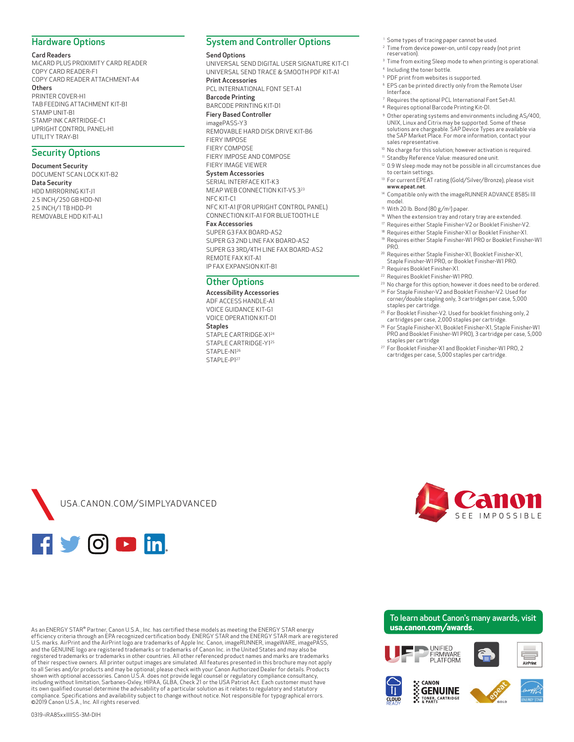## Hardware Options

**Card Readers**

MiCARD PLUS PROXIMITY CARD READER
COPY CARD READER-F1
COPY CARD READER ATTACHMENT-A4

**Others**

PRINTER COVER-H1
TAB FEEDING ATTACHMENT KIT-B1
STAMP UNIT-B1
STAMP INK CARTRIDGE-C1
UPRIGHT CONTROL PANEL-H1
UTILITY TRAY-B1

## Security Options

**Document Security**

DOCUMENT SCAN LOCK KIT-B2

**Data Security**

HDD MIRRORING KIT-J1
2.5 INCH/250 GB HDD-N1
2.5 INCH/1 TB HDD-P1
REMOVABLE HDD KIT-AL1

## System and Controller Options

**Send Options**

UNIVERSAL SEND DIGITAL USER SIGNATURE KIT-C1
UNIVERSAL SEND TRACE & SMOOTH PDF KIT-A1

**Print Accessories**

PCL INTERNATIONAL FONT SET-A1

**Barcode Printing**

BARCODE PRINTING KIT-D1

**Fiery Based Controller**

imagePASS-Y3
REMOVABLE HARD DISK DRIVE KIT-B6
FIERY IMPOSE
FIERY COMPOSE
FIERY IMPOSE AND COMPOSE
FIERY IMAGE VIEWER

**System Accessories**

SERIAL INTERFACE KIT-K3
MEAP WEB CONNECTION KIT-V5.3[23]
NFC KIT-C1
NFC KIT-A1 (FOR UPRIGHT CONTROL PANEL)
CONNECTION KIT-A1 FOR BLUETOOTH LE

**Fax Accessories**

SUPER G3 FAX BOARD-AS2
SUPER G3 2ND LINE FAX BOARD-AS2
SUPER G3 3RD/4TH LINE FAX BOARD-AS2
REMOTE FAX KIT-A1
IP FAX EXPANSION KIT-B1

## Other Options

**Accessibility Accessories**

ADF ACCESS HANDLE-A1
VOICE GUIDANCE KIT-G1
VOICE OPERATION KIT-D1

**Staples**

STAPLE CARTRIDGE-X1[24]
STAPLE CARTRIDGE-Y1[25]
STAPLE-N1[26]
STAPLE-P1[27]

[1] Some types of tracing paper cannot be used.
[2] Time from device power-on, until copy ready (not print reservation).
[3] Time from exiting Sleep mode to when printing is operational.
[4] Including the toner bottle.
[5] PDF print from websites is supported.
[6] EPS can be printed directly only from the Remote User Interface.
[7] Requires the optional PCL International Font Set-A1.
[8] Requires optional Barcode Printing Kit-D1.
[9] Other operating systems and environments including AS/400, UNIX, Linux and Citrix may be supported. Some of these solutions are chargeable. SAP Device Types are available via the SAP Market Place. For more information, contact your sales representative.
[10] No charge for this solution; however activation is required.
[11] Standby Reference Value: measured one unit.
[12] 0.9 W sleep mode may not be possible in all circumstances due to certain settings.
[13] For current EPEAT rating (Gold/Silver/Bronze), please visit **www.epeat.net**.
[14] Compatible only with the imageRUNNER ADVANCE 8585i III model.
[15] With 20 lb. Bond (80 g/m$^2$) paper.
[16] When the extension tray and rotary tray are extended.
[17] Requires either Staple Finisher-V2 or Booklet Finisher-V2.
[18] Requires either Staple Finisher-X1 or Booklet Finisher-X1.
[19] Requires either Staple Finisher-W1 PRO or Booklet Finisher-W1 PRO.
[20] Requires either Staple Finisher-X1, Booklet Finisher-X1, Staple Finisher-W1 PRO, or Booklet Finisher-W1 PRO.
[21] Requires Booklet Finisher-X1.
[22] Requires Booklet Finisher-W1 PRO.
[23] No charge for this option; however it does need to be ordered.
[24] For Staple Finisher-V2 and Booklet Finisher-V2. Used for corner/double stapling only, 3 cartridges per case, 5,000 staples per cartridge.
[25] For Booklet Finisher-V2. Used for booklet finishing only, 2 cartridges per case, 2,000 staples per cartridge.
[26] For Staple Finisher-X1, Booklet Finisher-X1, Staple Finisher-W1 PRO and Booklet Finisher-W1 PRO), 3 cartridge per case, 5,000 staples per cartridge
[27] For Booklet Finisher-X1 and Booklet Finisher-W1 PRO, 2 cartridges per case, 5,000 staples per cartridge.

USA.CANON.COM/SIMPLYADVANCED

Canon
SEE IMPOSSIBLE

**To learn about Canon's many awards, visit usa.canon.com/awards.**

As an ENERGY STAR® Partner, Canon U.S.A., Inc. has certified these models as meeting the ENERGY STAR energy efficiency criteria through an EPA recognized certification body. ENERGY STAR and the ENERGY STAR mark are registered U.S. marks. AirPrint and the AirPrint logo are trademarks of Apple Inc. Canon, imageRUNNER, imageWARE, imagePASS, and the GENUINE logo are registered trademarks or trademarks of Canon Inc. in the United States and may also be registered trademarks or trademarks in other countries. All other referenced product names and marks are trademarks of their respective owners. All printer output images are simulated. All features presented in this brochure may not apply to all Series and/or products and may be optional; please check with your Canon Authorized Dealer for details. Products shown with optional accessories. Canon U.S.A. does not provide legal counsel or regulatory compliance consultancy, including without limitation, Sarbanes-Oxley, HIPAA, GLBA, Check 21 or the USA Patriot Act. Each customer must have its own qualified counsel determine the advisability of a particular solution as it relates to regulatory and statutory compliance. Specifications and availability subject to change without notice. Not responsible for typographical errors. ©2019 Canon U.S.A., Inc. All rights reserved.

0319-iRA85xxIIISS-3M-DIH